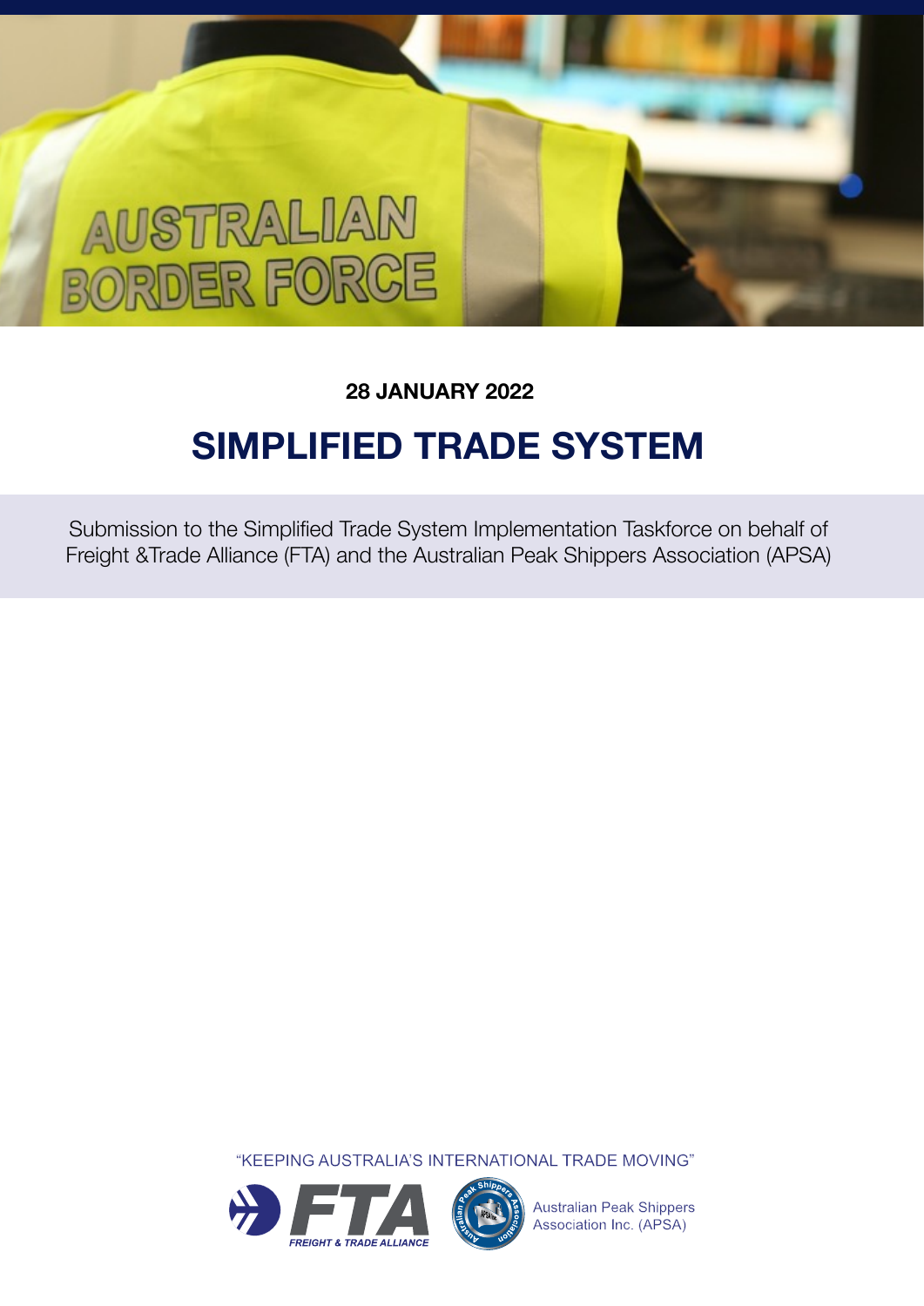**28 JANUARY 2022**

# SIMPLIFIED TRADE SYSTEM

Submission to the Simplified Trade System Implementation Taskforce on behalf of Freight &Trade Alliance (FTA) and the Australian Peak Shippers Association (APSA)

"KEEPING AUSTRALIA'S INTERNATIONAL TRADE MOVING"

FTA FREIGHT & TRADE ALLIANCE

Australian Peak Shippers Association Inc. (APSA)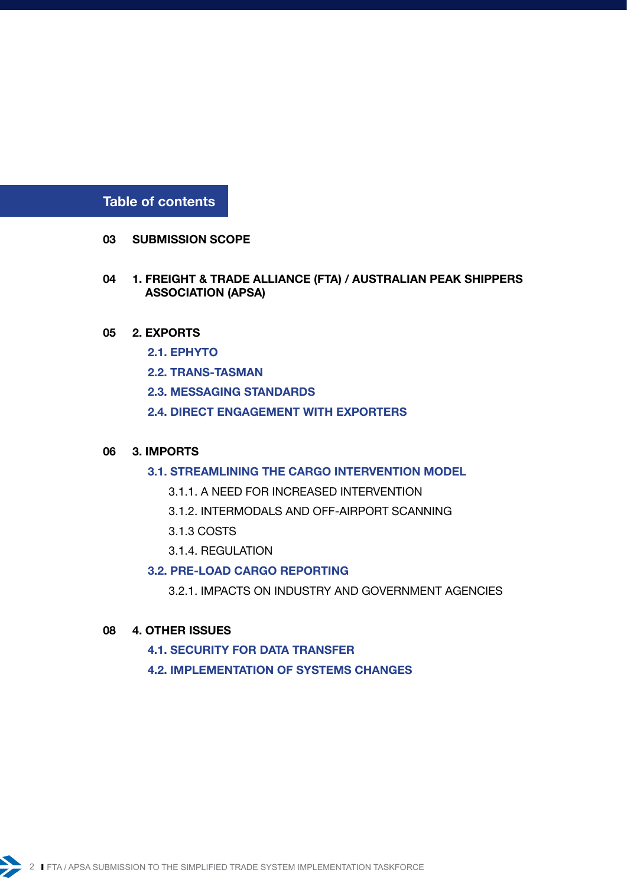## Table of contents

- 03 **SUBMISSION SCOPE**
- 04 **1. FREIGHT & TRADE ALLIANCE (FTA) / AUSTRALIAN PEAK SHIPPERS ASSOCIATION (APSA)**
- 05 **2. EXPORTS**
  - **2.1. EPHYTO**
  - **2.2. TRANS-TASMAN**
  - **2.3. MESSAGING STANDARDS**
  - **2.4. DIRECT ENGAGEMENT WITH EXPORTERS**
- 06 **3. IMPORTS**
  - **3.1. STREAMLINING THE CARGO INTERVENTION MODEL**
    - 3.1.1. A NEED FOR INCREASED INTERVENTION
    - 3.1.2. INTERMODALS AND OFF-AIRPORT SCANNING
    - 3.1.3 COSTS
    - 3.1.4. REGULATION
  - **3.2. PRE-LOAD CARGO REPORTING**
    - 3.2.1. IMPACTS ON INDUSTRY AND GOVERNMENT AGENCIES
- 08 **4. OTHER ISSUES**
  - **4.1. SECURITY FOR DATA TRANSFER**
  - **4.2. IMPLEMENTATION OF SYSTEMS CHANGES**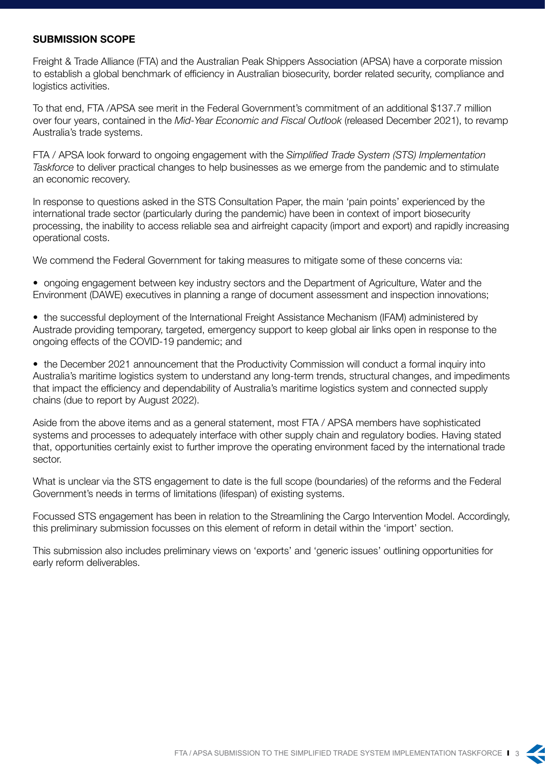## SUBMISSION SCOPE

Freight & Trade Alliance (FTA) and the Australian Peak Shippers Association (APSA) have a corporate mission to establish a global benchmark of efficiency in Australian biosecurity, border related security, compliance and logistics activities.

To that end, FTA /APSA see merit in the Federal Government's commitment of an additional $137.7 million over four years, contained in the *Mid-Year Economic and Fiscal Outlook* (released December 2021), to revamp Australia's trade systems.

FTA / APSA look forward to ongoing engagement with the *Simplified Trade System (STS) Implementation Taskforce* to deliver practical changes to help businesses as we emerge from the pandemic and to stimulate an economic recovery.

In response to questions asked in the STS Consultation Paper, the main 'pain points' experienced by the international trade sector (particularly during the pandemic) have been in context of import biosecurity processing, the inability to access reliable sea and airfreight capacity (import and export) and rapidly increasing operational costs.

We commend the Federal Government for taking measures to mitigate some of these concerns via:

- ongoing engagement between key industry sectors and the Department of Agriculture, Water and the Environment (DAWE) executives in planning a range of document assessment and inspection innovations;
- the successful deployment of the International Freight Assistance Mechanism (IFAM) administered by Austrade providing temporary, targeted, emergency support to keep global air links open in response to the ongoing effects of the COVID-19 pandemic; and
- the December 2021 announcement that the Productivity Commission will conduct a formal inquiry into Australia's maritime logistics system to understand any long-term trends, structural changes, and impediments that impact the efficiency and dependability of Australia's maritime logistics system and connected supply chains (due to report by August 2022).

Aside from the above items and as a general statement, most FTA / APSA members have sophisticated systems and processes to adequately interface with other supply chain and regulatory bodies. Having stated that, opportunities certainly exist to further improve the operating environment faced by the international trade sector.

What is unclear via the STS engagement to date is the full scope (boundaries) of the reforms and the Federal Government's needs in terms of limitations (lifespan) of existing systems.

Focussed STS engagement has been in relation to the Streamlining the Cargo Intervention Model. Accordingly, this preliminary submission focusses on this element of reform in detail within the 'import' section.

This submission also includes preliminary views on 'exports' and 'generic issues' outlining opportunities for early reform deliverables.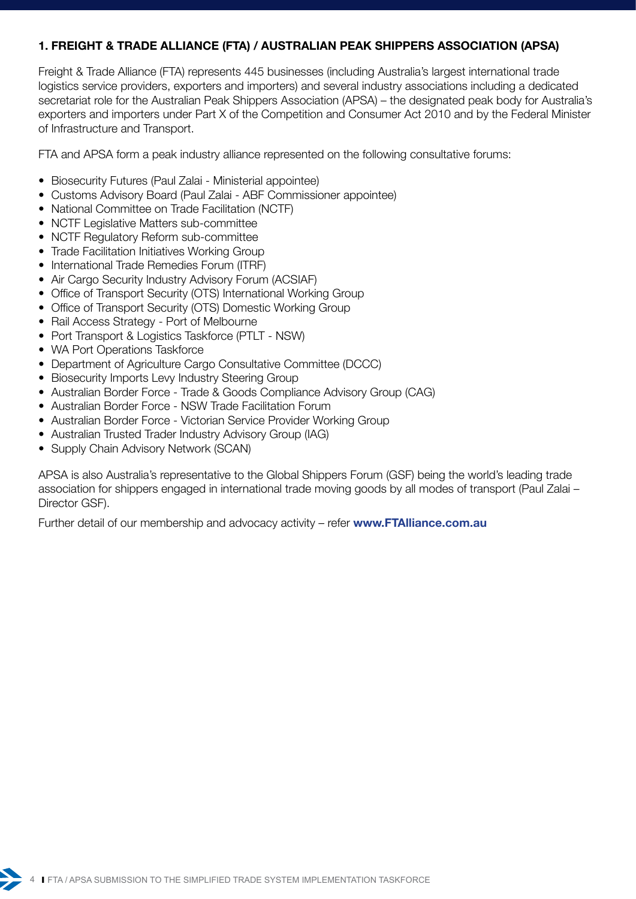## 1. FREIGHT & TRADE ALLIANCE (FTA) / AUSTRALIAN PEAK SHIPPERS ASSOCIATION (APSA)

Freight & Trade Alliance (FTA) represents 445 businesses (including Australia's largest international trade logistics service providers, exporters and importers) and several industry associations including a dedicated secretariat role for the Australian Peak Shippers Association (APSA) – the designated peak body for Australia's exporters and importers under Part X of the Competition and Consumer Act 2010 and by the Federal Minister of Infrastructure and Transport.

FTA and APSA form a peak industry alliance represented on the following consultative forums:

- Biosecurity Futures (Paul Zalai - Ministerial appointee)
- Customs Advisory Board (Paul Zalai - ABF Commissioner appointee)
- National Committee on Trade Facilitation (NCTF)
- NCTF Legislative Matters sub-committee
- NCTF Regulatory Reform sub-committee
- Trade Facilitation Initiatives Working Group
- International Trade Remedies Forum (ITRF)
- Air Cargo Security Industry Advisory Forum (ACSIAF)
- Office of Transport Security (OTS) International Working Group
- Office of Transport Security (OTS) Domestic Working Group
- Rail Access Strategy - Port of Melbourne
- Port Transport & Logistics Taskforce (PTLT - NSW)
- WA Port Operations Taskforce
- Department of Agriculture Cargo Consultative Committee (DCCC)
- Biosecurity Imports Levy Industry Steering Group
- Australian Border Force - Trade & Goods Compliance Advisory Group (CAG)
- Australian Border Force - NSW Trade Facilitation Forum
- Australian Border Force - Victorian Service Provider Working Group
- Australian Trusted Trader Industry Advisory Group (IAG)
- Supply Chain Advisory Network (SCAN)

APSA is also Australia's representative to the Global Shippers Forum (GSF) being the world's leading trade association for shippers engaged in international trade moving goods by all modes of transport (Paul Zalai – Director GSF).

Further detail of our membership and advocacy activity – refer **www.FTAlliance.com.au**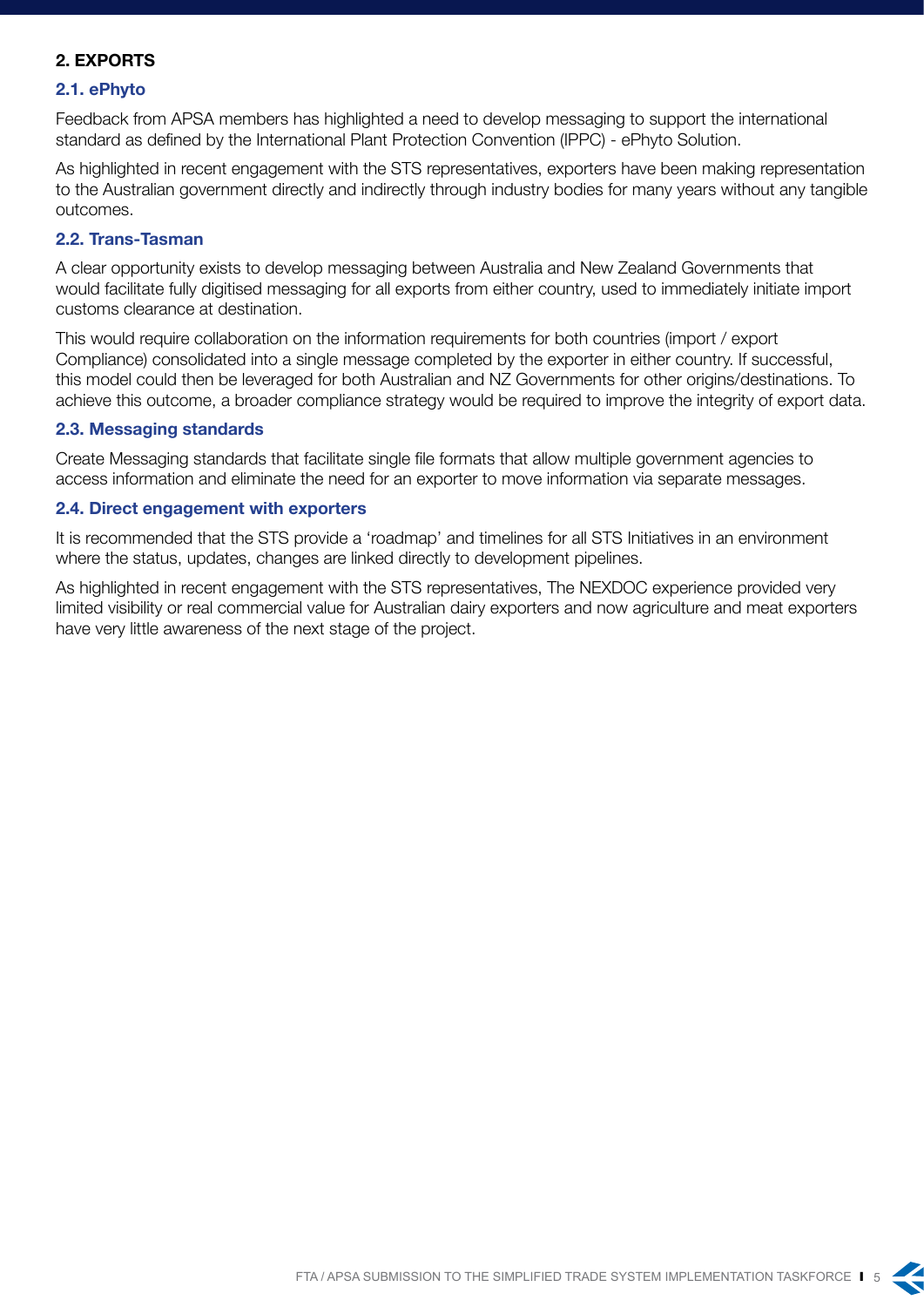## 2. EXPORTS

### 2.1. ePhyto

Feedback from APSA members has highlighted a need to develop messaging to support the international standard as defined by the International Plant Protection Convention (IPPC) - ePhyto Solution.

As highlighted in recent engagement with the STS representatives, exporters have been making representation to the Australian government directly and indirectly through industry bodies for many years without any tangible outcomes.

### 2.2. Trans-Tasman

A clear opportunity exists to develop messaging between Australia and New Zealand Governments that would facilitate fully digitised messaging for all exports from either country, used to immediately initiate import customs clearance at destination.

This would require collaboration on the information requirements for both countries (import / export Compliance) consolidated into a single message completed by the exporter in either country. If successful, this model could then be leveraged for both Australian and NZ Governments for other origins/destinations. To achieve this outcome, a broader compliance strategy would be required to improve the integrity of export data.

### 2.3. Messaging standards

Create Messaging standards that facilitate single file formats that allow multiple government agencies to access information and eliminate the need for an exporter to move information via separate messages.

### 2.4. Direct engagement with exporters

It is recommended that the STS provide a 'roadmap' and timelines for all STS Initiatives in an environment where the status, updates, changes are linked directly to development pipelines.

As highlighted in recent engagement with the STS representatives, The NEXDOC experience provided very limited visibility or real commercial value for Australian dairy exporters and now agriculture and meat exporters have very little awareness of the next stage of the project.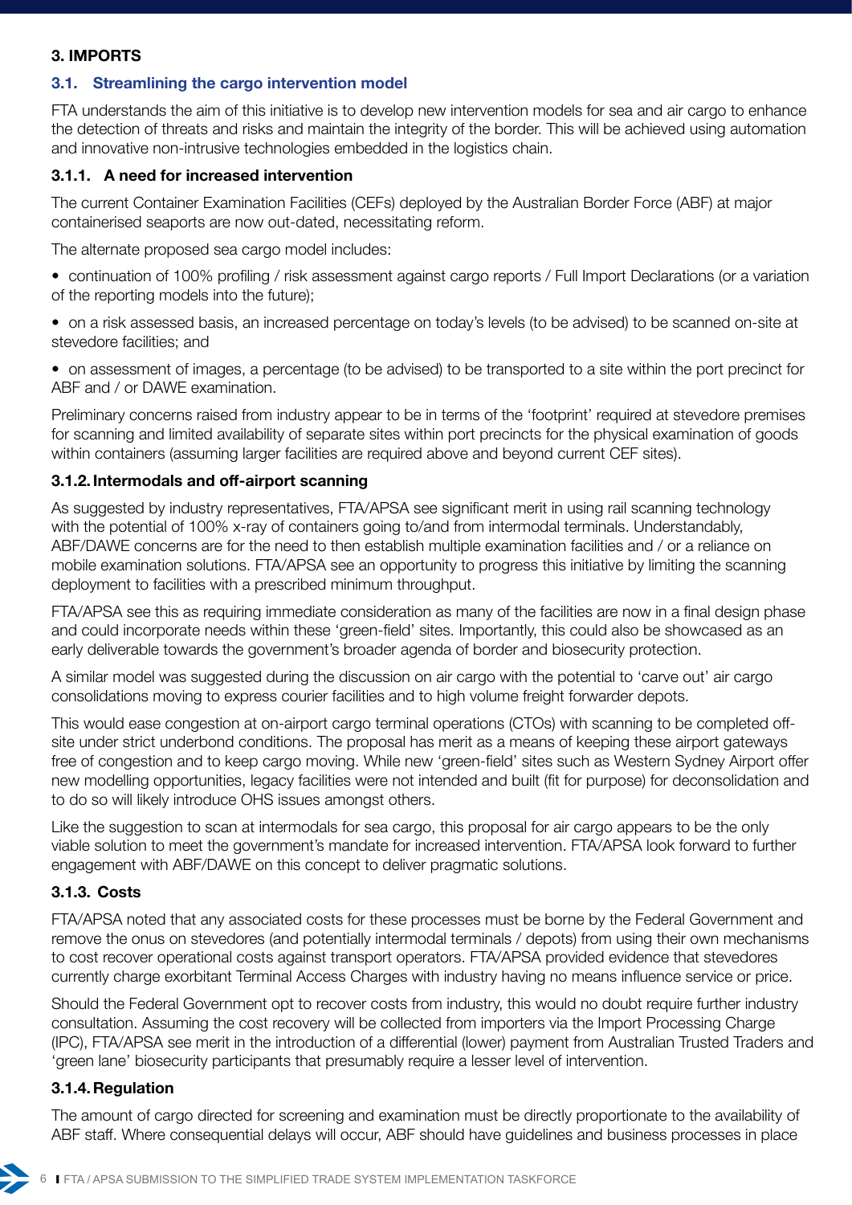## 3. IMPORTS

### 3.1. Streamlining the cargo intervention model

FTA understands the aim of this initiative is to develop new intervention models for sea and air cargo to enhance the detection of threats and risks and maintain the integrity of the border. This will be achieved using automation and innovative non-intrusive technologies embedded in the logistics chain.

#### 3.1.1. A need for increased intervention

The current Container Examination Facilities (CEFs) deployed by the Australian Border Force (ABF) at major containerised seaports are now out-dated, necessitating reform.

The alternate proposed sea cargo model includes:

- continuation of 100% profiling / risk assessment against cargo reports / Full Import Declarations (or a variation of the reporting models into the future);
- on a risk assessed basis, an increased percentage on today's levels (to be advised) to be scanned on-site at stevedore facilities; and
- on assessment of images, a percentage (to be advised) to be transported to a site within the port precinct for ABF and / or DAWE examination.

Preliminary concerns raised from industry appear to be in terms of the 'footprint' required at stevedore premises for scanning and limited availability of separate sites within port precincts for the physical examination of goods within containers (assuming larger facilities are required above and beyond current CEF sites).

#### 3.1.2. Intermodals and off-airport scanning

As suggested by industry representatives, FTA/APSA see significant merit in using rail scanning technology with the potential of 100% x-ray of containers going to/and from intermodal terminals. Understandably, ABF/DAWE concerns are for the need to then establish multiple examination facilities and / or a reliance on mobile examination solutions. FTA/APSA see an opportunity to progress this initiative by limiting the scanning deployment to facilities with a prescribed minimum throughput.

FTA/APSA see this as requiring immediate consideration as many of the facilities are now in a final design phase and could incorporate needs within these 'green-field' sites. Importantly, this could also be showcased as an early deliverable towards the government's broader agenda of border and biosecurity protection.

A similar model was suggested during the discussion on air cargo with the potential to 'carve out' air cargo consolidations moving to express courier facilities and to high volume freight forwarder depots.

This would ease congestion at on-airport cargo terminal operations (CTOs) with scanning to be completed off-site under strict underbond conditions. The proposal has merit as a means of keeping these airport gateways free of congestion and to keep cargo moving. While new 'green-field' sites such as Western Sydney Airport offer new modelling opportunities, legacy facilities were not intended and built (fit for purpose) for deconsolidation and to do so will likely introduce OHS issues amongst others.

Like the suggestion to scan at intermodals for sea cargo, this proposal for air cargo appears to be the only viable solution to meet the government's mandate for increased intervention. FTA/APSA look forward to further engagement with ABF/DAWE on this concept to deliver pragmatic solutions.

#### 3.1.3. Costs

FTA/APSA noted that any associated costs for these processes must be borne by the Federal Government and remove the onus on stevedores (and potentially intermodal terminals / depots) from using their own mechanisms to cost recover operational costs against transport operators. FTA/APSA provided evidence that stevedores currently charge exorbitant Terminal Access Charges with industry having no means influence service or price.

Should the Federal Government opt to recover costs from industry, this would no doubt require further industry consultation. Assuming the cost recovery will be collected from importers via the Import Processing Charge (IPC), FTA/APSA see merit in the introduction of a differential (lower) payment from Australian Trusted Traders and 'green lane' biosecurity participants that presumably require a lesser level of intervention.

#### 3.1.4. Regulation

The amount of cargo directed for screening and examination must be directly proportionate to the availability of ABF staff. Where consequential delays will occur, ABF should have guidelines and business processes in place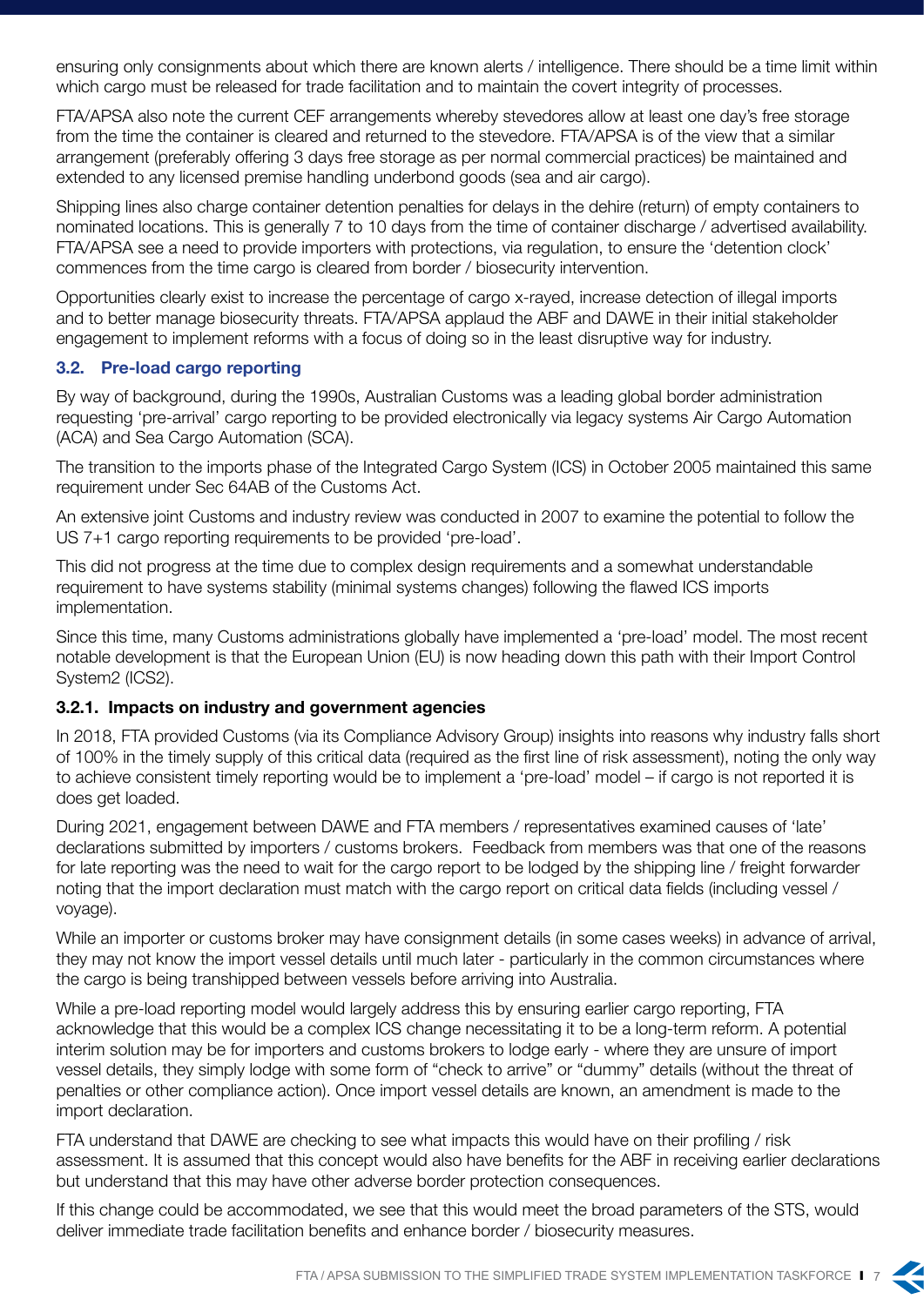ensuring only consignments about which there are known alerts / intelligence. There should be a time limit within which cargo must be released for trade facilitation and to maintain the covert integrity of processes.

FTA/APSA also note the current CEF arrangements whereby stevedores allow at least one day's free storage from the time the container is cleared and returned to the stevedore. FTA/APSA is of the view that a similar arrangement (preferably offering 3 days free storage as per normal commercial practices) be maintained and extended to any licensed premise handling underbond goods (sea and air cargo).

Shipping lines also charge container detention penalties for delays in the dehire (return) of empty containers to nominated locations. This is generally 7 to 10 days from the time of container discharge / advertised availability. FTA/APSA see a need to provide importers with protections, via regulation, to ensure the 'detention clock' commences from the time cargo is cleared from border / biosecurity intervention.

Opportunities clearly exist to increase the percentage of cargo x-rayed, increase detection of illegal imports and to better manage biosecurity threats. FTA/APSA applaud the ABF and DAWE in their initial stakeholder engagement to implement reforms with a focus of doing so in the least disruptive way for industry.

## 3.2. Pre-load cargo reporting

By way of background, during the 1990s, Australian Customs was a leading global border administration requesting 'pre-arrival' cargo reporting to be provided electronically via legacy systems Air Cargo Automation (ACA) and Sea Cargo Automation (SCA).

The transition to the imports phase of the Integrated Cargo System (ICS) in October 2005 maintained this same requirement under Sec 64AB of the Customs Act.

An extensive joint Customs and industry review was conducted in 2007 to examine the potential to follow the US 7+1 cargo reporting requirements to be provided 'pre-load'.

This did not progress at the time due to complex design requirements and a somewhat understandable requirement to have systems stability (minimal systems changes) following the flawed ICS imports implementation.

Since this time, many Customs administrations globally have implemented a 'pre-load' model. The most recent notable development is that the European Union (EU) is now heading down this path with their Import Control System2 (ICS2).

### 3.2.1. Impacts on industry and government agencies

In 2018, FTA provided Customs (via its Compliance Advisory Group) insights into reasons why industry falls short of 100% in the timely supply of this critical data (required as the first line of risk assessment), noting the only way to achieve consistent timely reporting would be to implement a 'pre-load' model – if cargo is not reported it is does get loaded.

During 2021, engagement between DAWE and FTA members / representatives examined causes of 'late' declarations submitted by importers / customs brokers. Feedback from members was that one of the reasons for late reporting was the need to wait for the cargo report to be lodged by the shipping line / freight forwarder noting that the import declaration must match with the cargo report on critical data fields (including vessel / voyage).

While an importer or customs broker may have consignment details (in some cases weeks) in advance of arrival, they may not know the import vessel details until much later - particularly in the common circumstances where the cargo is being transhipped between vessels before arriving into Australia.

While a pre-load reporting model would largely address this by ensuring earlier cargo reporting, FTA acknowledge that this would be a complex ICS change necessitating it to be a long-term reform. A potential interim solution may be for importers and customs brokers to lodge early - where they are unsure of import vessel details, they simply lodge with some form of "check to arrive" or "dummy" details (without the threat of penalties or other compliance action). Once import vessel details are known, an amendment is made to the import declaration.

FTA understand that DAWE are checking to see what impacts this would have on their profiling / risk assessment. It is assumed that this concept would also have benefits for the ABF in receiving earlier declarations but understand that this may have other adverse border protection consequences.

If this change could be accommodated, we see that this would meet the broad parameters of the STS, would deliver immediate trade facilitation benefits and enhance border / biosecurity measures.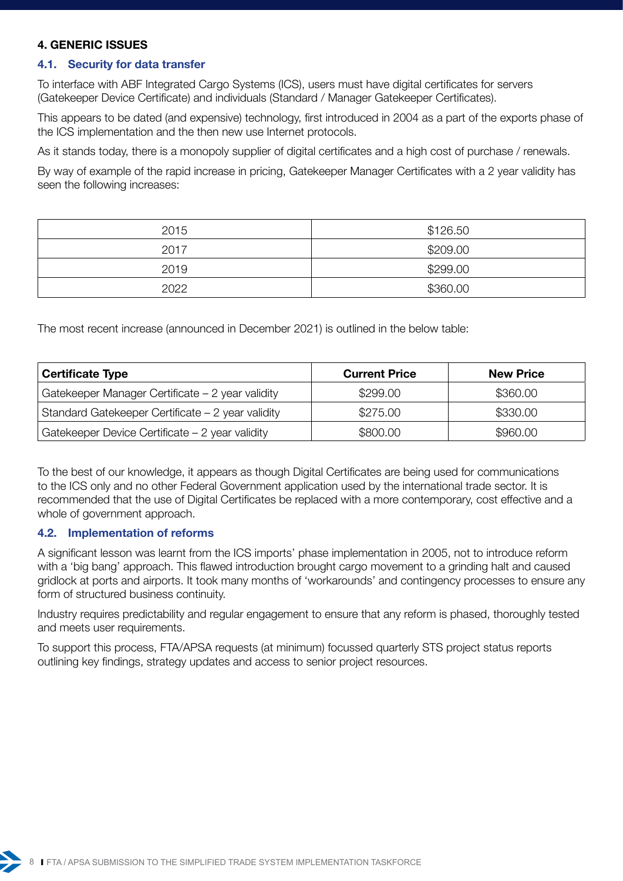## 4. GENERIC ISSUES

### 4.1. Security for data transfer

To interface with ABF Integrated Cargo Systems (ICS), users must have digital certificates for servers (Gatekeeper Device Certificate) and individuals (Standard / Manager Gatekeeper Certificates).

This appears to be dated (and expensive) technology, first introduced in 2004 as a part of the exports phase of the ICS implementation and the then new use Internet protocols.

As it stands today, there is a monopoly supplier of digital certificates and a high cost of purchase / renewals.

By way of example of the rapid increase in pricing, Gatekeeper Manager Certificates with a 2 year validity has seen the following increases:

| | |
|---|---|
| 2015 | $126.50 |
| 2017 | $209.00 |
| 2019 | $299.00 |
| 2022 | $360.00 |

The most recent increase (announced in December 2021) is outlined in the below table:

| Certificate Type | Current Price | New Price |
|---|---|---|
| Gatekeeper Manager Certificate – 2 year validity | $299.00 | $360.00 |
| Standard Gatekeeper Certificate – 2 year validity | $275.00 | $330.00 |
| Gatekeeper Device Certificate – 2 year validity | $800.00 | $960.00 |

To the best of our knowledge, it appears as though Digital Certificates are being used for communications to the ICS only and no other Federal Government application used by the international trade sector. It is recommended that the use of Digital Certificates be replaced with a more contemporary, cost effective and a whole of government approach.

### 4.2. Implementation of reforms

A significant lesson was learnt from the ICS imports' phase implementation in 2005, not to introduce reform with a 'big bang' approach. This flawed introduction brought cargo movement to a grinding halt and caused gridlock at ports and airports. It took many months of 'workarounds' and contingency processes to ensure any form of structured business continuity.

Industry requires predictability and regular engagement to ensure that any reform is phased, thoroughly tested and meets user requirements.

To support this process, FTA/APSA requests (at minimum) focussed quarterly STS project status reports outlining key findings, strategy updates and access to senior project resources.